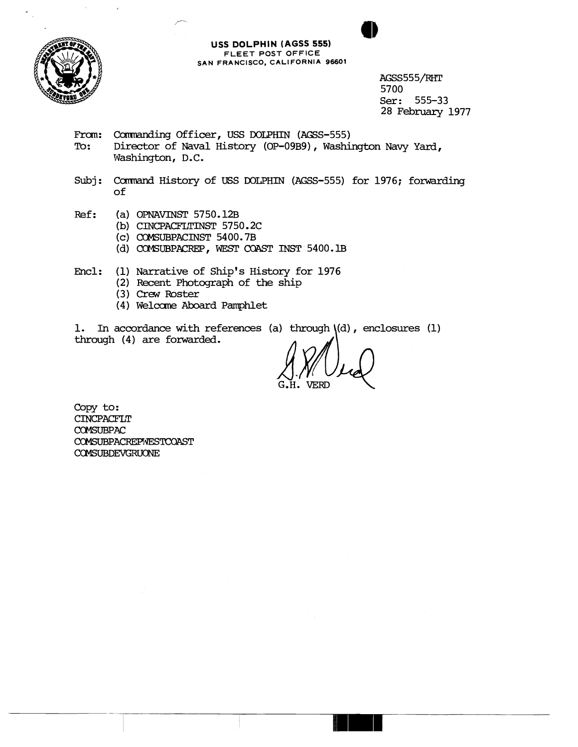**USS DOLPHIN (AGSS 555)**
FLEET POST OFFICE
SAN FRANCISCO, CALIFORNIA 96601

AGSS555/RHT
5700
Ser: 555-33
28 February 1977

From: Commanding Officer, USS DOLPHIN (AGSS-555)
To: Director of Naval History (OP-09B9), Washington Navy Yard, Washington, D.C.

Subj: Command History of USS DOLPHIN (AGSS-555) for 1976; forwarding of

Ref: (a) OPNAVINST 5750.12B
(b) CINCPACFLTINST 5750.2C
(c) COMSUBPACINST 5400.7B
(d) COMSUBPACREP, WEST COAST INST 5400.1B

Encl: (1) Narrative of Ship's History for 1976
(2) Recent Photograph of the ship
(3) Crew Roster
(4) Welcome Aboard Pamphlet

1. In accordance with references (a) through (d), enclosures (1) through (4) are forwarded.

G.H. VERD

Copy to:
CINCPACFLT
COMSUBPAC
COMSUBPACREPWESTCOAST
COMSUBDEVGRUONE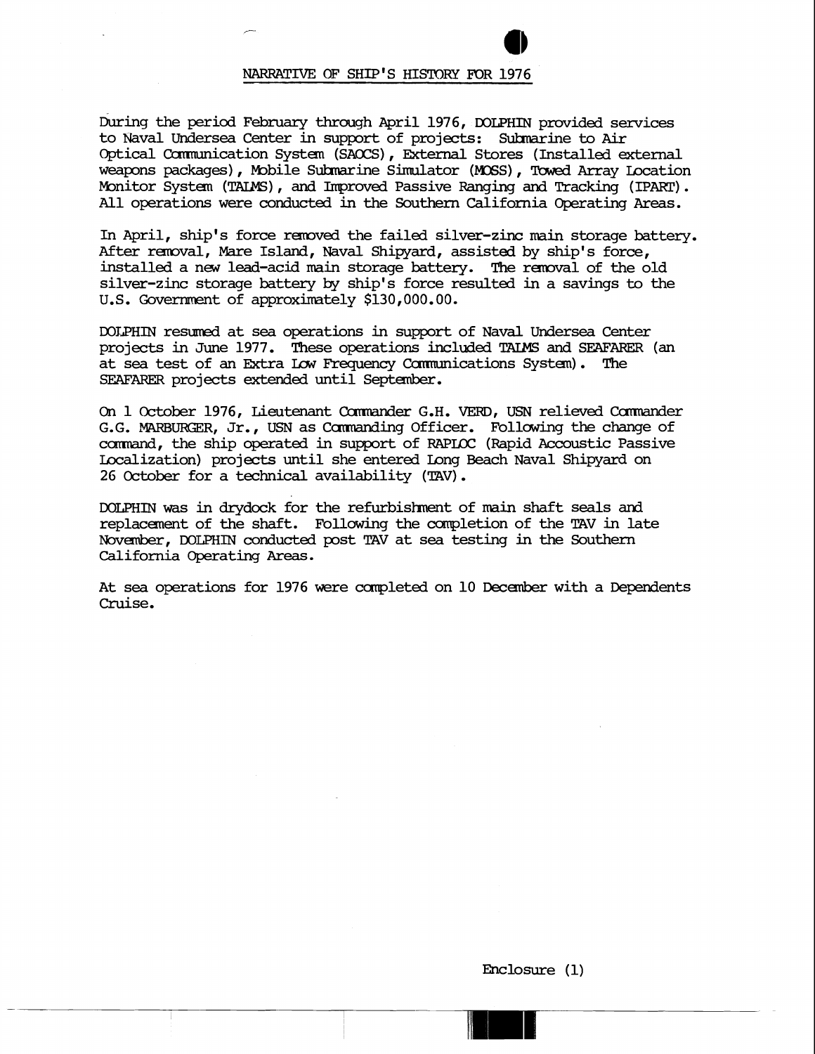## NARRATIVE OF SHIP'S HISTORY FOR 1976

During the period February through April 1976, DOLPHIN provided services to Naval Undersea Center in support of projects: Submarine to Air Optical Communication System (SAOCS), External Stores (Installed external weapons packages), Mobile Submarine Simulator (MOSS), Towed Array Location Monitor System (TALMS), and Improved Passive Ranging and Tracking (IPART). All operations were conducted in the Southern California Operating Areas.

In April, ship's force removed the failed silver-zinc main storage battery. After removal, Mare Island, Naval Shipyard, assisted by ship's force, installed a new lead-acid main storage battery. The removal of the old silver-zinc storage battery by ship's force resulted in a savings to the U.S. Government of approximately $130,000.00.

DOLPHIN resumed at sea operations in support of Naval Undersea Center projects in June 1977. These operations included TALMS and SEAFARER (an at sea test of an Extra Low Frequency Communications System). The SEAFARER projects extended until September.

On 1 October 1976, Lieutenant Commander G.H. VERD, USN relieved Commander G.G. MARBURGER, Jr., USN as Commanding Officer. Following the change of command, the ship operated in support of RAPLOC (Rapid Accoustic Passive Localization) projects until she entered Long Beach Naval Shipyard on 26 October for a technical availability (TAV).

DOLPHIN was in drydock for the refurbishment of main shaft seals and replacement of the shaft. Following the completion of the TAV in late November, DOLPHIN conducted post TAV at sea testing in the Southern California Operating Areas.

At sea operations for 1976 were completed on 10 December with a Dependents Cruise.

Enclosure (1)